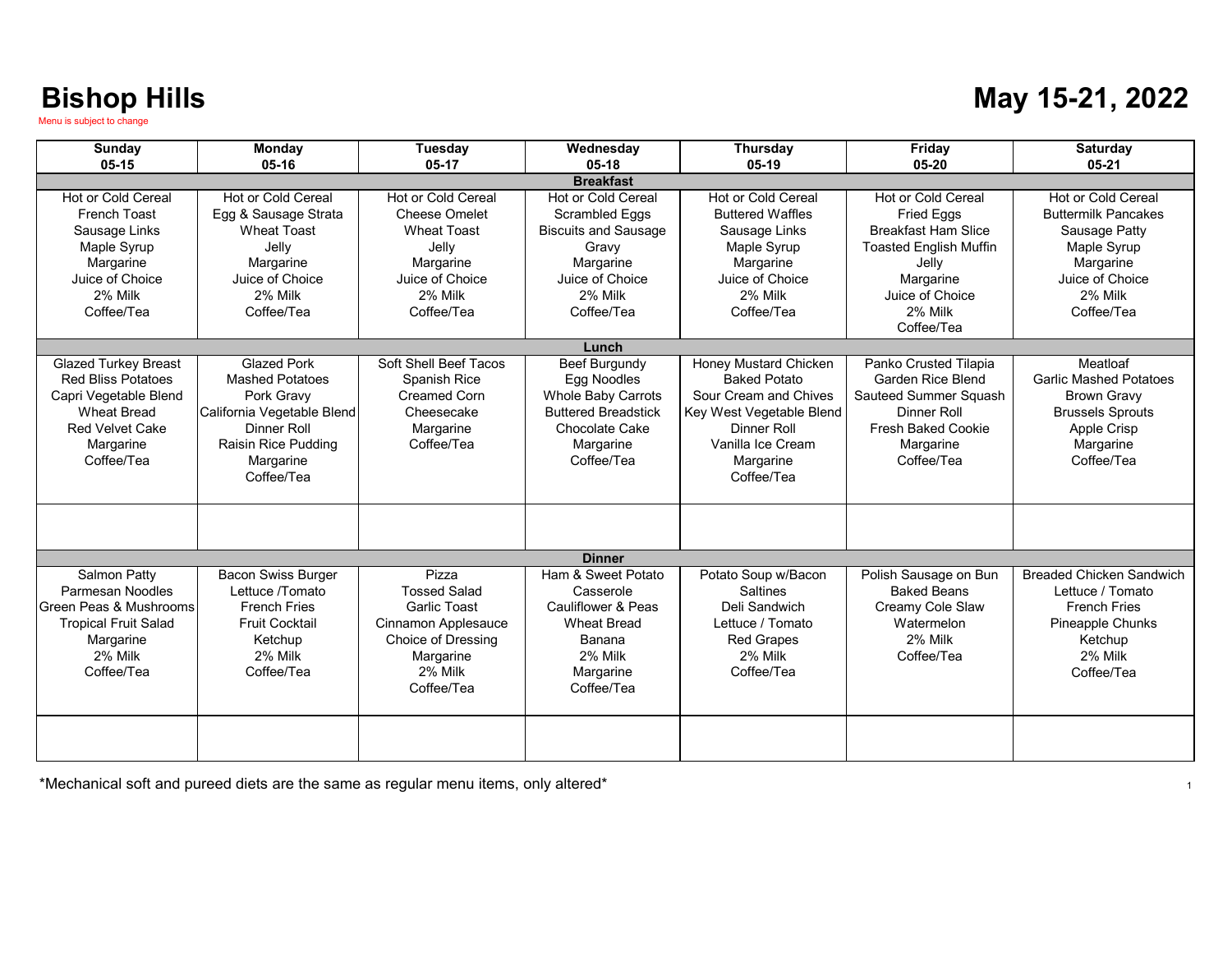# Bishop Hills

Menu is subject to change

# May 15-21, 2022

| Sunday 05-15 | Monday 05-16 | Tuesday 05-17 | Wednesday 05-18 | Thursday 05-19 | Friday 05-20 | Saturday 05-21 |
|---|---|---|---|---|---|---|
| **Breakfast** | | | | | | |
| Hot or Cold Cereal<br>French Toast<br>Sausage Links<br>Maple Syrup<br>Margarine<br>Juice of Choice<br>2% Milk<br>Coffee/Tea | Hot or Cold Cereal<br>Egg & Sausage Strata<br>Wheat Toast<br>Jelly<br>Margarine<br>Juice of Choice<br>2% Milk<br>Coffee/Tea | Hot or Cold Cereal<br>Cheese Omelet<br>Wheat Toast<br>Jelly<br>Margarine<br>Juice of Choice<br>2% Milk<br>Coffee/Tea | Hot or Cold Cereal<br>Scrambled Eggs<br>Biscuits and Sausage<br>Gravy<br>Margarine<br>Juice of Choice<br>2% Milk<br>Coffee/Tea | Hot or Cold Cereal<br>Buttered Waffles<br>Sausage Links<br>Maple Syrup<br>Margarine<br>Juice of Choice<br>2% Milk<br>Coffee/Tea | Hot or Cold Cereal<br>Fried Eggs<br>Breakfast Ham Slice<br>Toasted English Muffin<br>Jelly<br>Margarine<br>Juice of Choice<br>2% Milk<br>Coffee/Tea | Hot or Cold Cereal<br>Buttermilk Pancakes<br>Sausage Patty<br>Maple Syrup<br>Margarine<br>Juice of Choice<br>2% Milk<br>Coffee/Tea |
| **Lunch** | | | | | | |
| Glazed Turkey Breast<br>Red Bliss Potatoes<br>Capri Vegetable Blend<br>Wheat Bread<br>Red Velvet Cake<br>Margarine<br>Coffee/Tea | Glazed Pork<br>Mashed Potatoes<br>Pork Gravy<br>California Vegetable Blend<br>Dinner Roll<br>Raisin Rice Pudding<br>Margarine<br>Coffee/Tea | Soft Shell Beef Tacos<br>Spanish Rice<br>Creamed Corn<br>Cheesecake<br>Margarine<br>Coffee/Tea | Beef Burgundy<br>Egg Noodles<br>Whole Baby Carrots<br>Buttered Breadstick<br>Chocolate Cake<br>Margarine<br>Coffee/Tea | Honey Mustard Chicken<br>Baked Potato<br>Sour Cream and Chives<br>Key West Vegetable Blend<br>Dinner Roll<br>Vanilla Ice Cream<br>Margarine<br>Coffee/Tea | Panko Crusted Tilapia<br>Garden Rice Blend<br>Sauteed Summer Squash<br>Dinner Roll<br>Fresh Baked Cookie<br>Margarine<br>Coffee/Tea | Meatloaf<br>Garlic Mashed Potatoes<br>Brown Gravy<br>Brussels Sprouts<br>Apple Crisp<br>Margarine<br>Coffee/Tea |
| | | | | | | |
| **Dinner** | | | | | | |
| Salmon Patty<br>Parmesan Noodles<br>Green Peas & Mushrooms<br>Tropical Fruit Salad<br>Margarine<br>2% Milk<br>Coffee/Tea | Bacon Swiss Burger<br>Lettuce /Tomato<br>French Fries<br>Fruit Cocktail<br>Ketchup<br>2% Milk<br>Coffee/Tea | Pizza<br>Tossed Salad<br>Garlic Toast<br>Cinnamon Applesauce<br>Choice of Dressing<br>Margarine<br>2% Milk<br>Coffee/Tea | Ham & Sweet Potato<br>Casserole<br>Cauliflower & Peas<br>Wheat Bread<br>Banana<br>2% Milk<br>Margarine<br>Coffee/Tea | Potato Soup w/Bacon<br>Saltines<br>Deli Sandwich<br>Lettuce / Tomato<br>Red Grapes<br>2% Milk<br>Coffee/Tea | Polish Sausage on Bun<br>Baked Beans<br>Creamy Cole Slaw<br>Watermelon<br>2% Milk<br>Coffee/Tea | Breaded Chicken Sandwich<br>Lettuce / Tomato<br>French Fries<br>Pineapple Chunks<br>Ketchup<br>2% Milk<br>Coffee/Tea |
| | | | | | | |

*Mechanical soft and pureed diets are the same as regular menu items, only altered*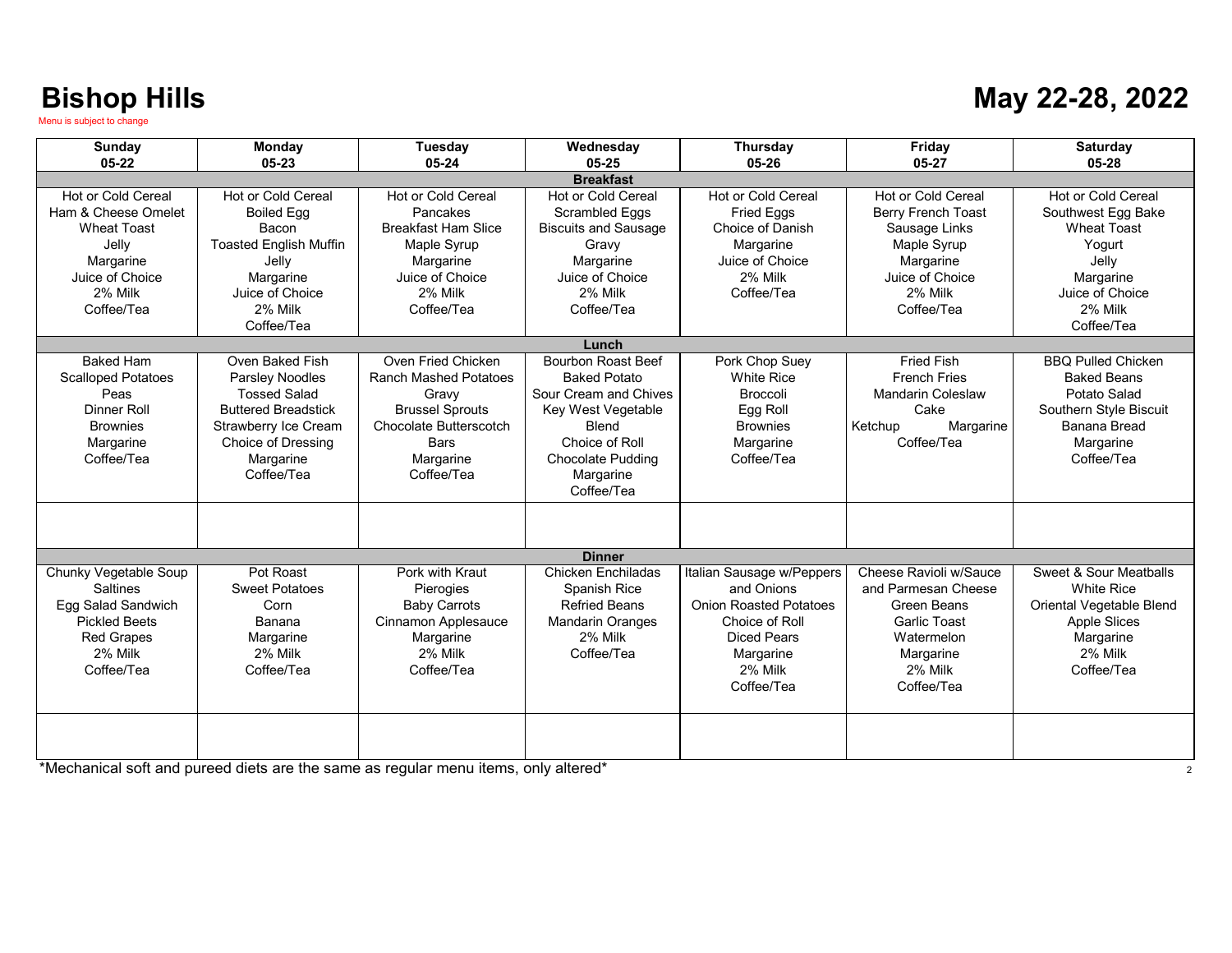# Bishop Hills

# May 22-28, 2022

Menu is subject to change

| Sunday 05-22 | Monday 05-23 | Tuesday 05-24 | Wednesday 05-25 | Thursday 05-26 | Friday 05-27 | Saturday 05-28 |
|---|---|---|---|---|---|---|
| **Breakfast** | | | | | | |
| Hot or Cold Cereal<br>Ham & Cheese Omelet<br>Wheat Toast<br>Jelly<br>Margarine<br>Juice of Choice<br>2% Milk<br>Coffee/Tea | Hot or Cold Cereal<br>Boiled Egg<br>Bacon<br>Toasted English Muffin<br>Jelly<br>Margarine<br>Juice of Choice<br>2% Milk<br>Coffee/Tea | Hot or Cold Cereal<br>Pancakes<br>Breakfast Ham Slice<br>Maple Syrup<br>Margarine<br>Juice of Choice<br>2% Milk<br>Coffee/Tea | Hot or Cold Cereal<br>Scrambled Eggs<br>Biscuits and Sausage<br>Gravy<br>Margarine<br>Juice of Choice<br>2% Milk<br>Coffee/Tea | Hot or Cold Cereal<br>Fried Eggs<br>Choice of Danish<br>Margarine<br>Juice of Choice<br>2% Milk<br>Coffee/Tea | Hot or Cold Cereal<br>Berry French Toast<br>Sausage Links<br>Maple Syrup<br>Margarine<br>Juice of Choice<br>2% Milk<br>Coffee/Tea | Hot or Cold Cereal<br>Southwest Egg Bake<br>Wheat Toast<br>Yogurt<br>Jelly<br>Margarine<br>Juice of Choice<br>2% Milk<br>Coffee/Tea |
| **Lunch** | | | | | | |
| Baked Ham<br>Scalloped Potatoes<br>Peas<br>Dinner Roll<br>Brownies<br>Margarine<br>Coffee/Tea | Oven Baked Fish<br>Parsley Noodles<br>Tossed Salad<br>Buttered Breadstick<br>Strawberry Ice Cream<br>Choice of Dressing<br>Margarine<br>Coffee/Tea | Oven Fried Chicken<br>Ranch Mashed Potatoes<br>Gravy<br>Brussel Sprouts<br>Chocolate Butterscotch Bars<br>Margarine<br>Coffee/Tea | Bourbon Roast Beef<br>Baked Potato<br>Sour Cream and Chives<br>Key West Vegetable Blend<br>Choice of Roll<br>Chocolate Pudding<br>Margarine<br>Coffee/Tea | Pork Chop Suey<br>White Rice<br>Broccoli<br>Egg Roll<br>Brownies<br>Margarine<br>Coffee/Tea | Fried Fish<br>French Fries<br>Mandarin Coleslaw<br>Cake<br>Ketchup Margarine<br>Coffee/Tea | BBQ Pulled Chicken<br>Baked Beans<br>Potato Salad<br>Southern Style Biscuit<br>Banana Bread<br>Margarine<br>Coffee/Tea |
| | | | | | | |
| **Dinner** | | | | | | |
| Chunky Vegetable Soup<br>Saltines<br>Egg Salad Sandwich<br>Pickled Beets<br>Red Grapes<br>2% Milk<br>Coffee/Tea | Pot Roast<br>Sweet Potatoes<br>Corn<br>Banana<br>Margarine<br>2% Milk<br>Coffee/Tea | Pork with Kraut<br>Pierogies<br>Baby Carrots<br>Cinnamon Applesauce<br>Margarine<br>2% Milk<br>Coffee/Tea | Chicken Enchiladas<br>Spanish Rice<br>Refried Beans<br>Mandarin Oranges<br>2% Milk<br>Coffee/Tea | Italian Sausage w/Peppers and Onions<br>Onion Roasted Potatoes<br>Choice of Roll<br>Diced Pears<br>Margarine<br>2% Milk<br>Coffee/Tea | Cheese Ravioli w/Sauce and Parmesan Cheese<br>Green Beans<br>Garlic Toast<br>Watermelon<br>Margarine<br>2% Milk<br>Coffee/Tea | Sweet & Sour Meatballs<br>White Rice<br>Oriental Vegetable Blend<br>Apple Slices<br>Margarine<br>2% Milk<br>Coffee/Tea |
| | | | | | | |

*Mechanical soft and pureed diets are the same as regular menu items, only altered*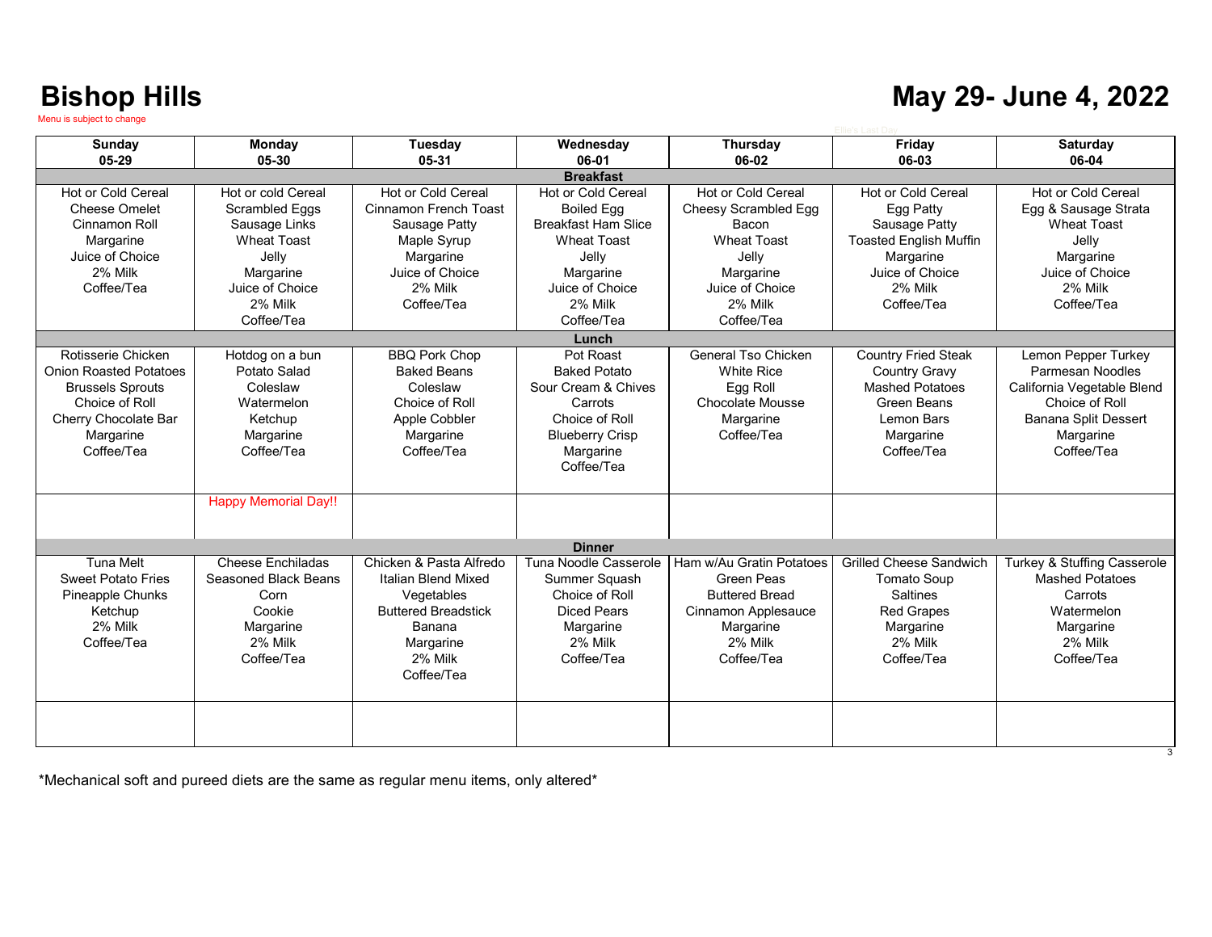# Bishop Hills

Menu is subject to change

# May 29- June 4, 2022

Ellie's Last Day

| Sunday 05-29 | Monday 05-30 | Tuesday 05-31 | Wednesday 06-01 | Thursday 06-02 | Friday 06-03 | Saturday 06-04 |
|---|---|---|---|---|---|---|
| **Breakfast** | | | | | | |
| Hot or Cold Cereal<br>Cheese Omelet<br>Cinnamon Roll<br>Margarine<br>Juice of Choice<br>2% Milk<br>Coffee/Tea | Hot or cold Cereal<br>Scrambled Eggs<br>Sausage Links<br>Wheat Toast<br>Jelly<br>Margarine<br>Juice of Choice<br>2% Milk<br>Coffee/Tea | Hot or Cold Cereal<br>Cinnamon French Toast<br>Sausage Patty<br>Maple Syrup<br>Margarine<br>Juice of Choice<br>2% Milk<br>Coffee/Tea | Hot or Cold Cereal<br>Boiled Egg<br>Breakfast Ham Slice<br>Wheat Toast<br>Jelly<br>Margarine<br>Juice of Choice<br>2% Milk<br>Coffee/Tea | Hot or Cold Cereal<br>Cheesy Scrambled Egg<br>Bacon<br>Wheat Toast<br>Jelly<br>Margarine<br>Juice of Choice<br>2% Milk<br>Coffee/Tea | Hot or Cold Cereal<br>Egg Patty<br>Sausage Patty<br>Toasted English Muffin<br>Margarine<br>Juice of Choice<br>2% Milk<br>Coffee/Tea | Hot or Cold Cereal<br>Egg & Sausage Strata<br>Wheat Toast<br>Jelly<br>Margarine<br>Juice of Choice<br>2% Milk<br>Coffee/Tea |
| **Lunch** | | | | | | |
| Rotisserie Chicken<br>Onion Roasted Potatoes<br>Brussels Sprouts<br>Choice of Roll<br>Cherry Chocolate Bar<br>Margarine<br>Coffee/Tea | Hotdog on a bun<br>Potato Salad<br>Coleslaw<br>Watermelon<br>Ketchup<br>Margarine<br>Coffee/Tea | BBQ Pork Chop<br>Baked Beans<br>Coleslaw<br>Choice of Roll<br>Apple Cobbler<br>Margarine<br>Coffee/Tea | Pot Roast<br>Baked Potato<br>Sour Cream & Chives<br>Carrots<br>Choice of Roll<br>Blueberry Crisp<br>Margarine<br>Coffee/Tea | General Tso Chicken<br>White Rice<br>Egg Roll<br>Chocolate Mousse<br>Margarine<br>Coffee/Tea | Country Fried Steak<br>Country Gravy<br>Mashed Potatoes<br>Green Beans<br>Lemon Bars<br>Margarine<br>Coffee/Tea | Lemon Pepper Turkey<br>Parmesan Noodles<br>California Vegetable Blend<br>Choice of Roll<br>Banana Split Dessert<br>Margarine<br>Coffee/Tea |
| | Happy Memorial Day!! | | | | | |
| **Dinner** | | | | | | |
| Tuna Melt<br>Sweet Potato Fries<br>Pineapple Chunks<br>Ketchup<br>2% Milk<br>Coffee/Tea | Cheese Enchiladas<br>Seasoned Black Beans<br>Corn<br>Cookie<br>Margarine<br>2% Milk<br>Coffee/Tea | Chicken & Pasta Alfredo<br>Italian Blend Mixed Vegetables<br>Buttered Breadstick<br>Banana<br>Margarine<br>2% Milk<br>Coffee/Tea | Tuna Noodle Casserole<br>Summer Squash<br>Choice of Roll<br>Diced Pears<br>Margarine<br>2% Milk<br>Coffee/Tea | Ham w/Au Gratin Potatoes<br>Green Peas<br>Buttered Bread<br>Cinnamon Applesauce<br>Margarine<br>2% Milk<br>Coffee/Tea | Grilled Cheese Sandwich<br>Tomato Soup<br>Saltines<br>Red Grapes<br>Margarine<br>2% Milk<br>Coffee/Tea | Turkey & Stuffing Casserole<br>Mashed Potatoes<br>Carrots<br>Watermelon<br>Margarine<br>2% Milk<br>Coffee/Tea |
| | | | | | | |

*Mechanical soft and pureed diets are the same as regular menu items, only altered*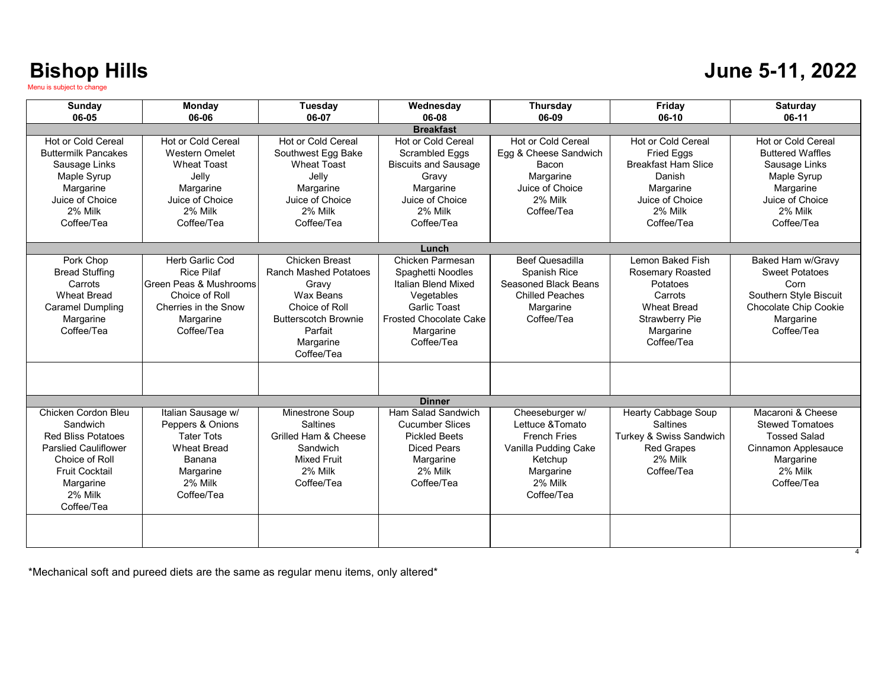# Bishop Hills

Menu is subject to change

## June 5-11, 2022

| Sunday 06-05 | Monday 06-06 | Tuesday 06-07 | Wednesday 06-08 | Thursday 06-09 | Friday 06-10 | Saturday 06-11 |
|---|---|---|---|---|---|---|
| **Breakfast** | | | | | | |
| Hot or Cold Cereal<br>Buttermilk Pancakes<br>Sausage Links<br>Maple Syrup<br>Margarine<br>Juice of Choice<br>2% Milk<br>Coffee/Tea | Hot or Cold Cereal<br>Western Omelet<br>Wheat Toast<br>Jelly<br>Margarine<br>Juice of Choice<br>2% Milk<br>Coffee/Tea | Hot or Cold Cereal<br>Southwest Egg Bake<br>Wheat Toast<br>Jelly<br>Margarine<br>Juice of Choice<br>2% Milk<br>Coffee/Tea | Hot or Cold Cereal<br>Scrambled Eggs<br>Biscuits and Sausage<br>Gravy<br>Margarine<br>Juice of Choice<br>2% Milk<br>Coffee/Tea | Hot or Cold Cereal<br>Egg & Cheese Sandwich<br>Bacon<br>Margarine<br>Juice of Choice<br>2% Milk<br>Coffee/Tea | Hot or Cold Cereal<br>Fried Eggs<br>Breakfast Ham Slice<br>Danish<br>Margarine<br>Juice of Choice<br>2% Milk<br>Coffee/Tea | Hot or Cold Cereal<br>Buttered Waffles<br>Sausage Links<br>Maple Syrup<br>Margarine<br>Juice of Choice<br>2% Milk<br>Coffee/Tea |
| **Lunch** | | | | | | |
| Pork Chop<br>Bread Stuffing<br>Carrots<br>Wheat Bread<br>Caramel Dumpling<br>Margarine<br>Coffee/Tea | Herb Garlic Cod<br>Rice Pilaf<br>Green Peas & Mushrooms<br>Choice of Roll<br>Cherries in the Snow<br>Margarine<br>Coffee/Tea | Chicken Breast<br>Ranch Mashed Potatoes<br>Gravy<br>Wax Beans<br>Choice of Roll<br>Butterscotch Brownie<br>Parfait<br>Margarine<br>Coffee/Tea | Chicken Parmesan<br>Spaghetti Noodles<br>Italian Blend Mixed<br>Vegetables<br>Garlic Toast<br>Frosted Chocolate Cake<br>Margarine<br>Coffee/Tea | Beef Quesadilla<br>Spanish Rice<br>Seasoned Black Beans<br>Chilled Peaches<br>Margarine<br>Coffee/Tea | Lemon Baked Fish<br>Rosemary Roasted<br>Potatoes<br>Carrots<br>Wheat Bread<br>Strawberry Pie<br>Margarine<br>Coffee/Tea | Baked Ham w/Gravy<br>Sweet Potatoes<br>Corn<br>Southern Style Biscuit<br>Chocolate Chip Cookie<br>Margarine<br>Coffee/Tea |
| | | | | | | |
| **Dinner** | | | | | | |
| Chicken Cordon Bleu<br>Sandwich<br>Red Bliss Potatoes<br>Parslied Cauliflower<br>Choice of Roll<br>Fruit Cocktail<br>Margarine<br>2% Milk<br>Coffee/Tea | Italian Sausage w/<br>Peppers & Onions<br>Tater Tots<br>Wheat Bread<br>Banana<br>Margarine<br>2% Milk<br>Coffee/Tea | Minestrone Soup<br>Saltines<br>Grilled Ham & Cheese<br>Sandwich<br>Mixed Fruit<br>2% Milk<br>Coffee/Tea | Ham Salad Sandwich<br>Cucumber Slices<br>Pickled Beets<br>Diced Pears<br>Margarine<br>2% Milk<br>Coffee/Tea | Cheeseburger w/<br>Lettuce &Tomato<br>French Fries<br>Vanilla Pudding Cake<br>Ketchup<br>Margarine<br>2% Milk<br>Coffee/Tea | Hearty Cabbage Soup<br>Saltines<br>Turkey & Swiss Sandwich<br>Red Grapes<br>2% Milk<br>Coffee/Tea | Macaroni & Cheese<br>Stewed Tomatoes<br>Tossed Salad<br>Cinnamon Applesauce<br>Margarine<br>2% Milk<br>Coffee/Tea |
| | | | | | | |

*Mechanical soft and pureed diets are the same as regular menu items, only altered*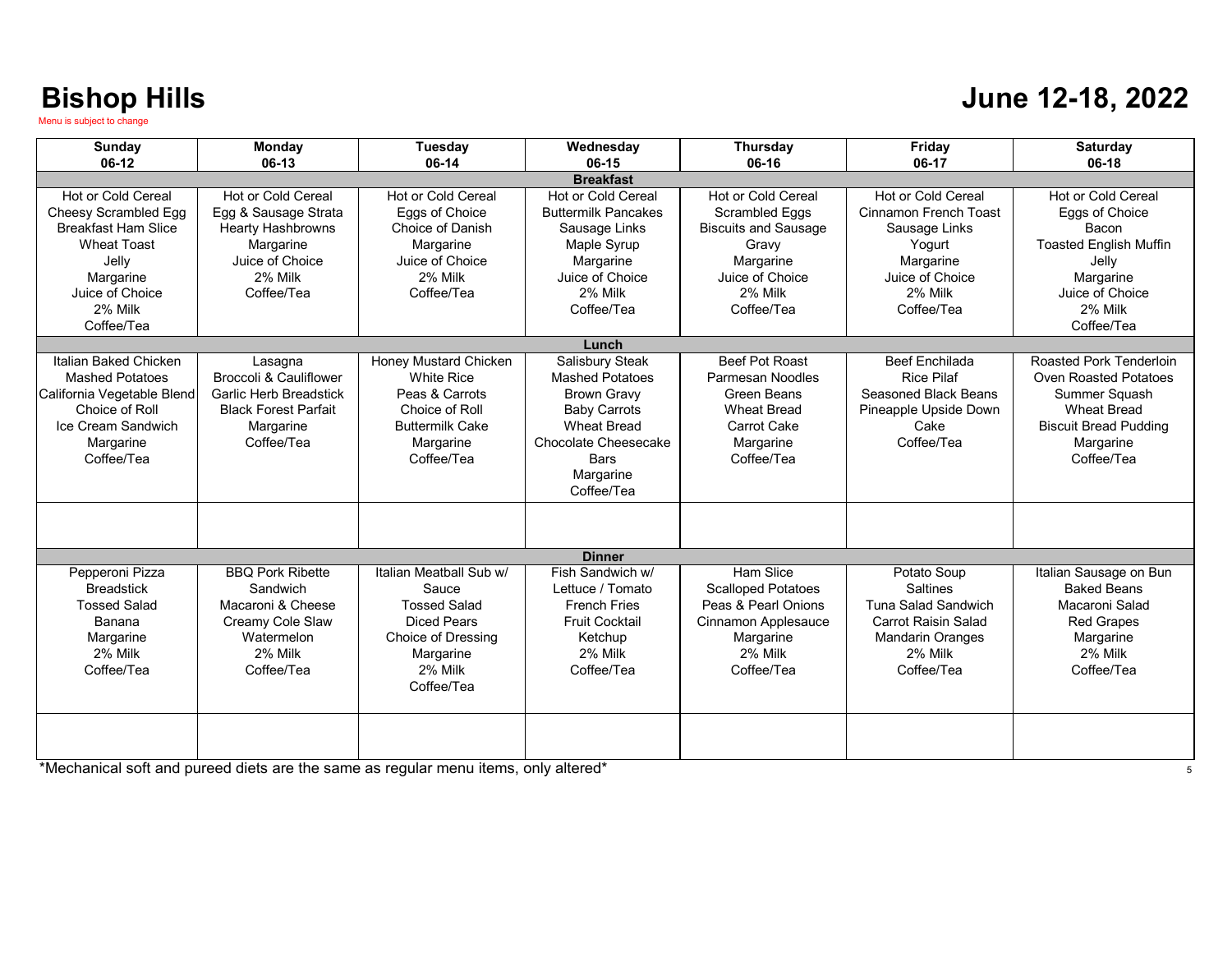# Bishop Hills

Menu is subject to change

## June 12-18, 2022

| Sunday 06-12 | Monday 06-13 | Tuesday 06-14 | Wednesday 06-15 | Thursday 06-16 | Friday 06-17 | Saturday 06-18 |
|---|---|---|---|---|---|---|
| **Breakfast** | | | | | | |
| Hot or Cold Cereal<br>Cheesy Scrambled Egg<br>Breakfast Ham Slice<br>Wheat Toast<br>Jelly<br>Margarine<br>Juice of Choice<br>2% Milk<br>Coffee/Tea | Hot or Cold Cereal<br>Egg & Sausage Strata<br>Hearty Hashbrowns<br>Margarine<br>Juice of Choice<br>2% Milk<br>Coffee/Tea | Hot or Cold Cereal<br>Eggs of Choice<br>Choice of Danish<br>Margarine<br>Juice of Choice<br>2% Milk<br>Coffee/Tea | Hot or Cold Cereal<br>Buttermilk Pancakes<br>Sausage Links<br>Maple Syrup<br>Margarine<br>Juice of Choice<br>2% Milk<br>Coffee/Tea | Hot or Cold Cereal<br>Scrambled Eggs<br>Biscuits and Sausage<br>Gravy<br>Margarine<br>Juice of Choice<br>2% Milk<br>Coffee/Tea | Hot or Cold Cereal<br>Cinnamon French Toast<br>Sausage Links<br>Yogurt<br>Margarine<br>Juice of Choice<br>2% Milk<br>Coffee/Tea | Hot or Cold Cereal<br>Eggs of Choice<br>Bacon<br>Toasted English Muffin<br>Jelly<br>Margarine<br>Juice of Choice<br>2% Milk<br>Coffee/Tea |
| **Lunch** | | | | | | |
| Italian Baked Chicken<br>Mashed Potatoes<br>California Vegetable Blend<br>Choice of Roll<br>Ice Cream Sandwich<br>Margarine<br>Coffee/Tea | Lasagna<br>Broccoli & Cauliflower<br>Garlic Herb Breadstick<br>Black Forest Parfait<br>Margarine<br>Coffee/Tea | Honey Mustard Chicken<br>White Rice<br>Peas & Carrots<br>Choice of Roll<br>Buttermilk Cake<br>Margarine<br>Coffee/Tea | Salisbury Steak<br>Mashed Potatoes<br>Brown Gravy<br>Baby Carrots<br>Wheat Bread<br>Chocolate Cheesecake Bars<br>Margarine<br>Coffee/Tea | Beef Pot Roast<br>Parmesan Noodles<br>Green Beans<br>Wheat Bread<br>Carrot Cake<br>Margarine<br>Coffee/Tea | Beef Enchilada<br>Rice Pilaf<br>Seasoned Black Beans<br>Pineapple Upside Down Cake<br>Coffee/Tea | Roasted Pork Tenderloin<br>Oven Roasted Potatoes<br>Summer Squash<br>Wheat Bread<br>Biscuit Bread Pudding<br>Margarine<br>Coffee/Tea |
| | | | | | | |
| **Dinner** | | | | | | |
| Pepperoni Pizza<br>Breadstick<br>Tossed Salad<br>Banana<br>Margarine<br>2% Milk<br>Coffee/Tea | BBQ Pork Ribette Sandwich<br>Macaroni & Cheese<br>Creamy Cole Slaw<br>Watermelon<br>2% Milk<br>Coffee/Tea | Italian Meatball Sub w/ Sauce<br>Tossed Salad<br>Diced Pears<br>Choice of Dressing<br>Margarine<br>2% Milk<br>Coffee/Tea | Fish Sandwich w/ Lettuce / Tomato<br>French Fries<br>Fruit Cocktail<br>Ketchup<br>2% Milk<br>Coffee/Tea | Ham Slice<br>Scalloped Potatoes<br>Peas & Pearl Onions<br>Cinnamon Applesauce<br>Margarine<br>2% Milk<br>Coffee/Tea | Potato Soup<br>Saltines<br>Tuna Salad Sandwich<br>Carrot Raisin Salad<br>Mandarin Oranges<br>2% Milk<br>Coffee/Tea | Italian Sausage on Bun<br>Baked Beans<br>Macaroni Salad<br>Red Grapes<br>Margarine<br>2% Milk<br>Coffee/Tea |
| | | | | | | |

*Mechanical soft and pureed diets are the same as regular menu items, only altered*